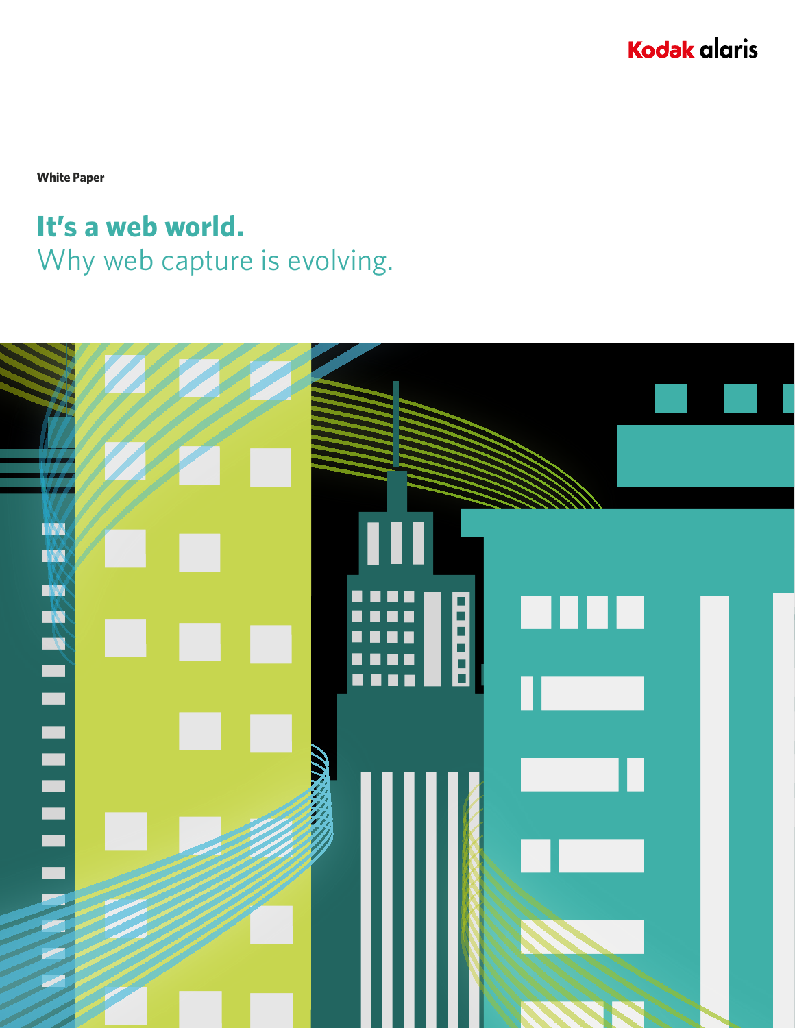Kodak alaris

White Paper

# It's a web world.

## Why web capture is evolving.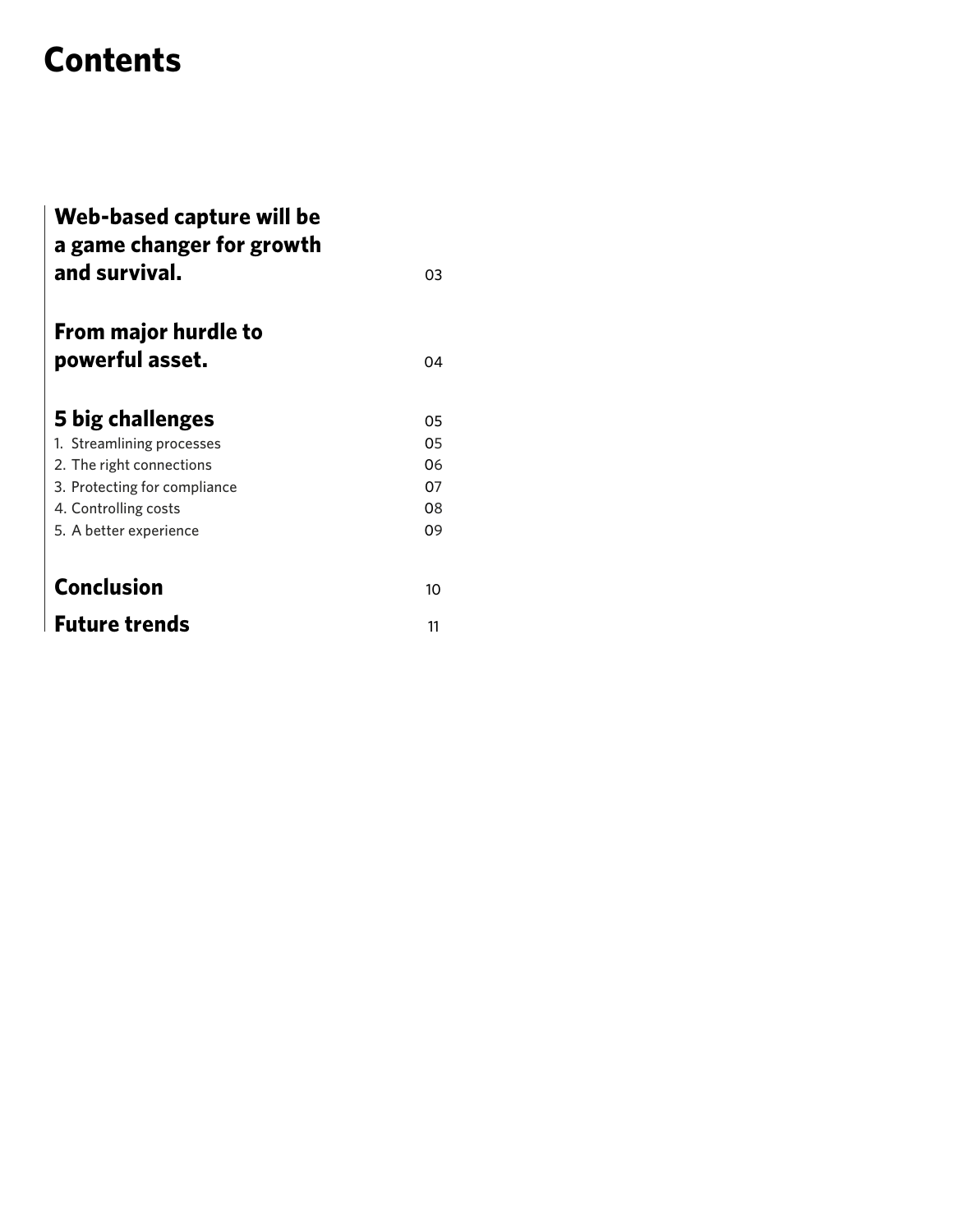# Contents

| | |
|---|---|
| **Web-based capture will be a game changer for growth and survival.** | 03 |
| **From major hurdle to powerful asset.** | 04 |
| **5 big challenges** | 05 |
| 1. Streamlining processes | 05 |
| 2. The right connections | 06 |
| 3. Protecting for compliance | 07 |
| 4. Controlling costs | 08 |
| 5. A better experience | 09 |
| **Conclusion** | 10 |
| **Future trends** | 11 |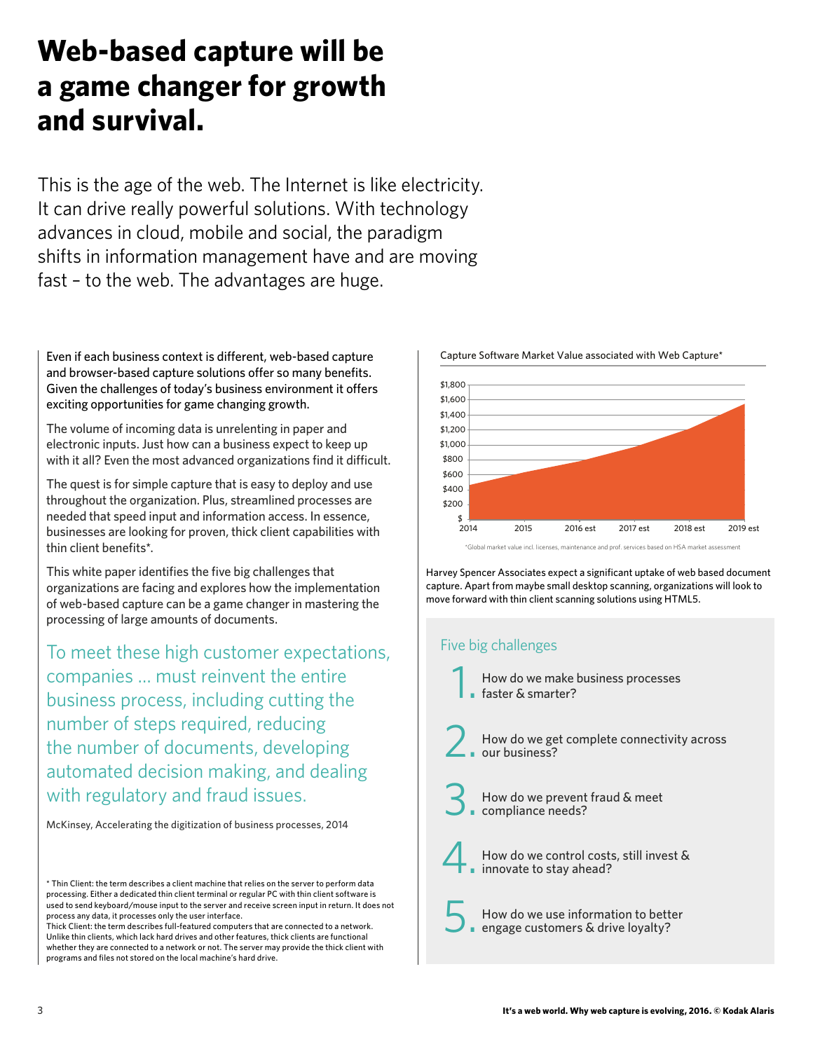# Web-based capture will be a game changer for growth and survival.

This is the age of the web. The Internet is like electricity. It can drive really powerful solutions. With technology advances in cloud, mobile and social, the paradigm shifts in information management have and are moving fast – to the web. The advantages are huge.

Even if each business context is different, web-based capture and browser-based capture solutions offer so many benefits. Given the challenges of today's business environment it offers exciting opportunities for game changing growth.

The volume of incoming data is unrelenting in paper and electronic inputs. Just how can a business expect to keep up with it all? Even the most advanced organizations find it difficult.

The quest is for simple capture that is easy to deploy and use throughout the organization. Plus, streamlined processes are needed that speed input and information access. In essence, businesses are looking for proven, thick client capabilities with thin client benefits*.

This white paper identifies the five big challenges that organizations are facing and explores how the implementation of web-based capture can be a game changer in mastering the processing of large amounts of documents.

> To meet these high customer expectations, companies ... must reinvent the entire business process, including cutting the number of steps required, reducing the number of documents, developing automated decision making, and dealing with regulatory and fraud issues.

McKinsey, Accelerating the digitization of business processes, 2014

* Thin Client: the term describes a client machine that relies on the server to perform data processing. Either a dedicated thin client terminal or regular PC with thin client software is used to send keyboard/mouse input to the server and receive screen input in return. It does not process any data, it processes only the user interface.
Thick Client: the term describes full-featured computers that are connected to a network. Unlike thin clients, which lack hard drives and other features, thick clients are functional whether they are connected to a network or not. The server may provide the thick client with programs and files not stored on the local machine's hard drive.

Capture Software Market Value associated with Web Capture*

*Global market value incl. licenses, maintenance and prof. services based on HSA market assessment

Harvey Spencer Associates expect a significant uptake of web based document capture. Apart from maybe small desktop scanning, organizations will look to move forward with thin client scanning solutions using HTML5.

## Five big challenges

1. How do we make business processes faster & smarter?
2. How do we get complete connectivity across our business?
3. How do we prevent fraud & meet compliance needs?
4. How do we control costs, still invest & innovate to stay ahead?
5. How do we use information to better engage customers & drive loyalty?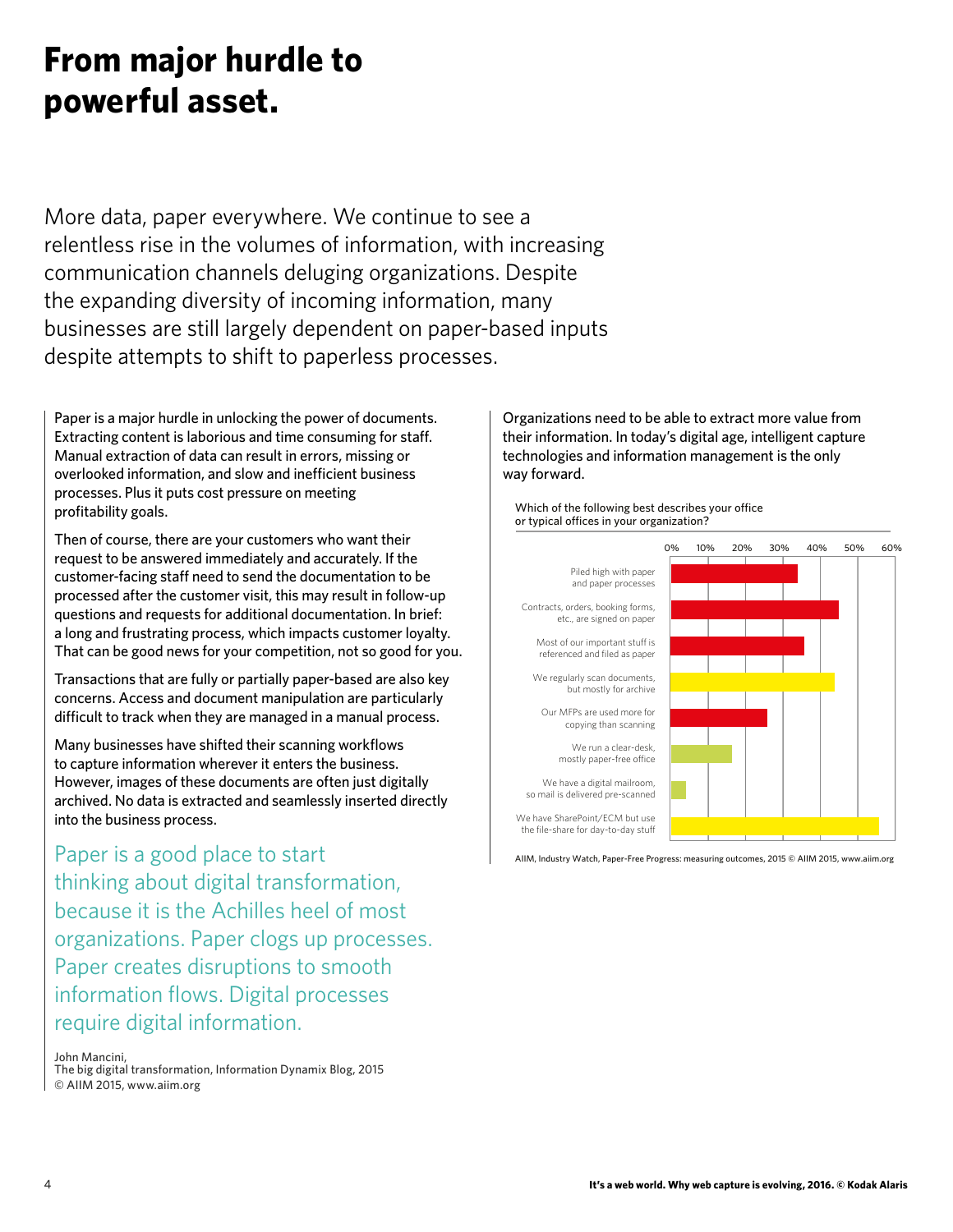# From major hurdle to powerful asset.

More data, paper everywhere. We continue to see a relentless rise in the volumes of information, with increasing communication channels deluging organizations. Despite the expanding diversity of incoming information, many businesses are still largely dependent on paper-based inputs despite attempts to shift to paperless processes.

Paper is a major hurdle in unlocking the power of documents. Extracting content is laborious and time consuming for staff. Manual extraction of data can result in errors, missing or overlooked information, and slow and inefficient business processes. Plus it puts cost pressure on meeting profitability goals.

Then of course, there are your customers who want their request to be answered immediately and accurately. If the customer-facing staff need to send the documentation to be processed after the customer visit, this may result in follow-up questions and requests for additional documentation. In brief: a long and frustrating process, which impacts customer loyalty. That can be good news for your competition, not so good for you.

Transactions that are fully or partially paper-based are also key concerns. Access and document manipulation are particularly difficult to track when they are managed in a manual process.

Many businesses have shifted their scanning workflows to capture information wherever it enters the business. However, images of these documents are often just digitally archived. No data is extracted and seamlessly inserted directly into the business process.

> Paper is a good place to start thinking about digital transformation, because it is the Achilles heel of most organizations. Paper clogs up processes. Paper creates disruptions to smooth information flows. Digital processes require digital information.

John Mancini,
The big digital transformation, Information Dynamix Blog, 2015
© AIIM 2015, www.aiim.org

Organizations need to be able to extract more value from their information. In today's digital age, intelligent capture technologies and information management is the only way forward.

Which of the following best describes your office or typical offices in your organization?

| Response | Approx. % |
|---|---|
| Piled high with paper and paper processes | ~34% |
| Contracts, orders, booking forms, etc., are signed on paper | ~45% |
| Most of our important stuff is referenced and filed as paper | ~36% |
| We regularly scan documents, but mostly for archive | ~44% |
| Our MFPs are used more for copying than scanning | ~26% |
| We run a clear-desk, mostly paper-free office | ~16% |
| We have a digital mailroom, so mail is delivered pre-scanned | ~4% |
| We have SharePoint/ECM but use the file-share for day-to-day stuff | ~56% |

AIIM, Industry Watch, Paper-Free Progress: measuring outcomes, 2015 © AIIM 2015, www.aiim.org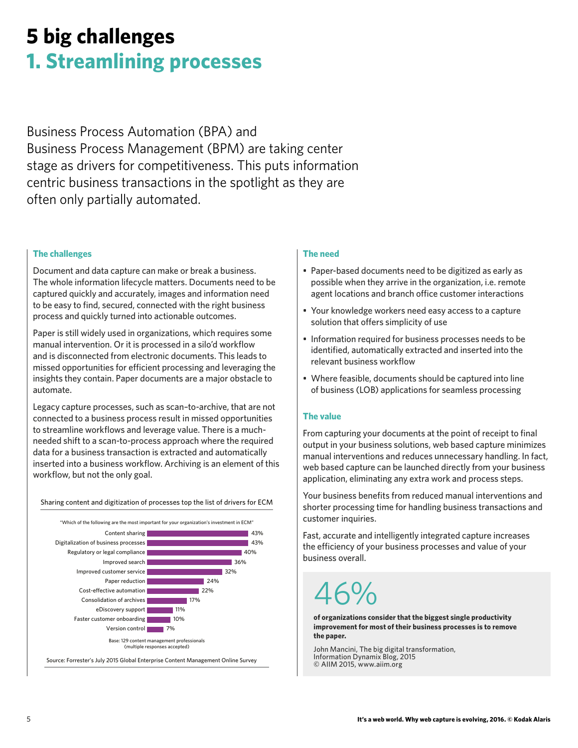# 5 big challenges

## 1. Streamlining processes

Business Process Automation (BPA) and Business Process Management (BPM) are taking center stage as drivers for competitiveness. This puts information centric business transactions in the spotlight as they are often only partially automated.

### The challenges

Document and data capture can make or break a business. The whole information lifecycle matters. Documents need to be captured quickly and accurately, images and information need to be easy to find, secured, connected with the right business process and quickly turned into actionable outcomes.

Paper is still widely used in organizations, which requires some manual intervention. Or it is processed in a silo'd workflow and is disconnected from electronic documents. This leads to missed opportunities for efficient processing and leveraging the insights they contain. Paper documents are a major obstacle to automate.

Legacy capture processes, such as scan–to-archive, that are not connected to a business process result in missed opportunities to streamline workflows and leverage value. There is a much-needed shift to a scan-to-process approach where the required data for a business transaction is extracted and automatically inserted into a business workflow. Archiving is an element of this workflow, but not the only goal.

Sharing content and digitization of processes top the list of drivers for ECM

"Which of the following are the most important for your organization's investment in ECM"

| Driver | % |
|---|---|
| Content sharing | 43% |
| Digitalization of business processes | 43% |
| Regulatory or legal compliance | 40% |
| Improved search | 36% |
| Improved customer service | 32% |
| Paper reduction | 24% |
| Cost-effective automation | 22% |
| Consolidation of archives | 17% |
| eDiscovery support | 11% |
| Faster customer onboarding | 10% |
| Version control | 7% |

Base: 129 content management professionals (multiple responses accepted)

Source: Forrester's July 2015 Global Enterprise Content Management Online Survey

### The need

- Paper-based documents need to be digitized as early as possible when they arrive in the organization, i.e. remote agent locations and branch office customer interactions
- Your knowledge workers need easy access to a capture solution that offers simplicity of use
- Information required for business processes needs to be identified, automatically extracted and inserted into the relevant business workflow
- Where feasible, documents should be captured into line of business (LOB) applications for seamless processing

### The value

From capturing your documents at the point of receipt to final output in your business solutions, web based capture minimizes manual interventions and reduces unnecessary handling. In fact, web based capture can be launched directly from your business application, eliminating any extra work and process steps.

Your business benefits from reduced manual interventions and shorter processing time for handling business transactions and customer inquiries.

Fast, accurate and intelligently integrated capture increases the efficiency of your business processes and value of your business overall.

46%

**of organizations consider that the biggest single productivity improvement for most of their business processes is to remove the paper.**

John Mancini, The big digital transformation, Information Dynamix Blog, 2015
© AIIM 2015, www.aiim.org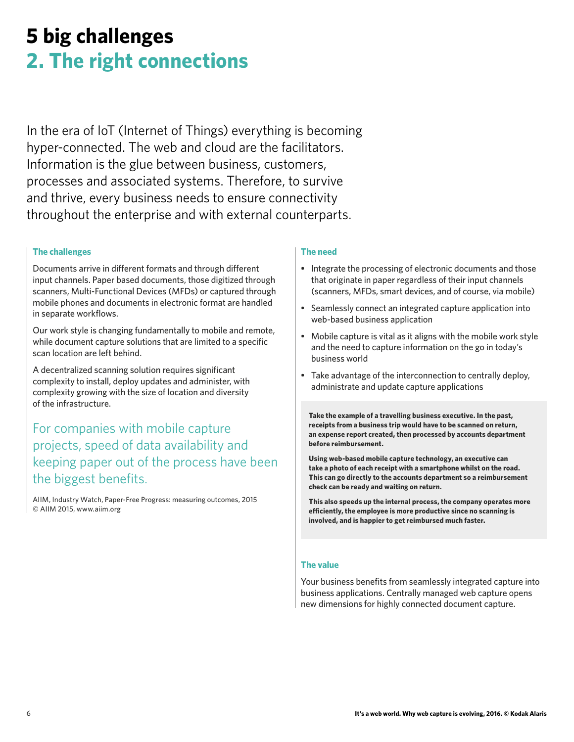# 5 big challenges
## 2. The right connections

In the era of IoT (Internet of Things) everything is becoming hyper-connected. The web and cloud are the facilitators. Information is the glue between business, customers, processes and associated systems. Therefore, to survive and thrive, every business needs to ensure connectivity throughout the enterprise and with external counterparts.

### The challenges

Documents arrive in different formats and through different input channels. Paper based documents, those digitized through scanners, Multi-Functional Devices (MFDs) or captured through mobile phones and documents in electronic format are handled in separate workflows.

Our work style is changing fundamentally to mobile and remote, while document capture solutions that are limited to a specific scan location are left behind.

A decentralized scanning solution requires significant complexity to install, deploy updates and administer, with complexity growing with the size of location and diversity of the infrastructure.

> For companies with mobile capture projects, speed of data availability and keeping paper out of the process have been the biggest benefits.

AIIM, Industry Watch, Paper-Free Progress: measuring outcomes, 2015
© AIIM 2015, www.aiim.org

### The need

- Integrate the processing of electronic documents and those that originate in paper regardless of their input channels (scanners, MFDs, smart devices, and of course, via mobile)
- Seamlessly connect an integrated capture application into web-based business application
- Mobile capture is vital as it aligns with the mobile work style and the need to capture information on the go in today's business world
- Take advantage of the interconnection to centrally deploy, administrate and update capture applications

**Take the example of a travelling business executive. In the past, receipts from a business trip would have to be scanned on return, an expense report created, then processed by accounts department before reimbursement.**

**Using web-based mobile capture technology, an executive can take a photo of each receipt with a smartphone whilst on the road. This can go directly to the accounts department so a reimbursement check can be ready and waiting on return.**

**This also speeds up the internal process, the company operates more efficiently, the employee is more productive since no scanning is involved, and is happier to get reimbursed much faster.**

### The value

Your business benefits from seamlessly integrated capture into business applications. Centrally managed web capture opens new dimensions for highly connected document capture.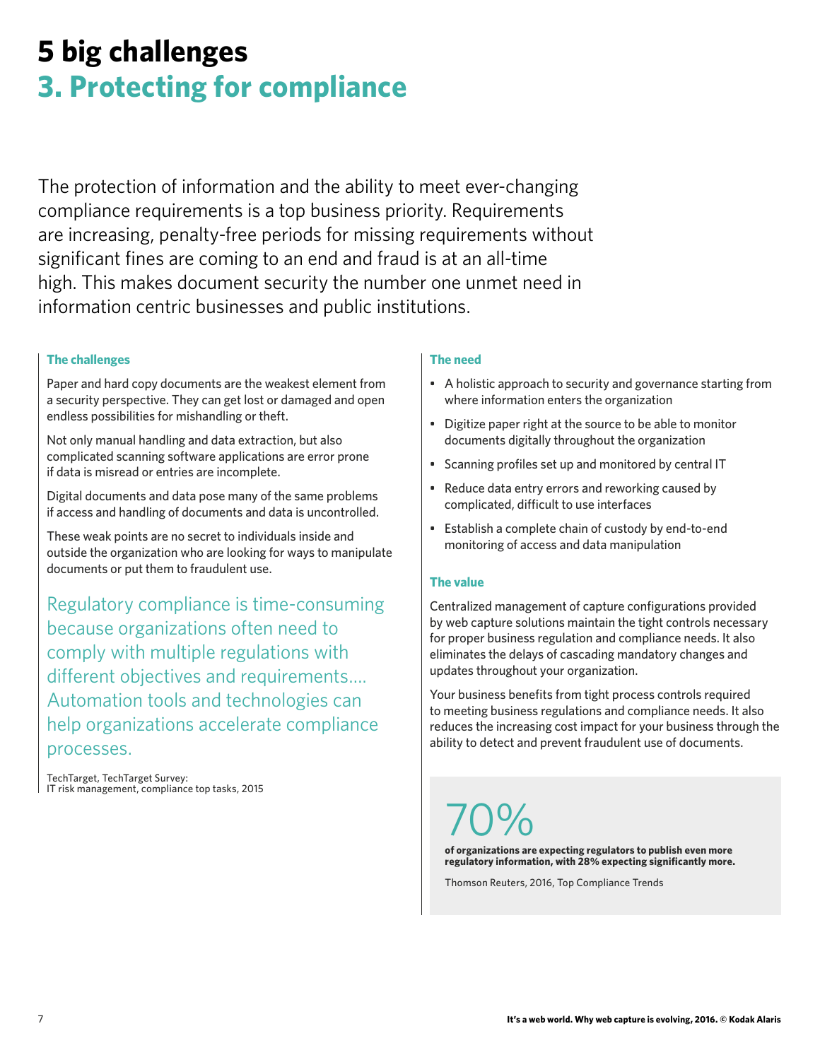# 5 big challenges

## 3. Protecting for compliance

The protection of information and the ability to meet ever-changing compliance requirements is a top business priority. Requirements are increasing, penalty-free periods for missing requirements without significant fines are coming to an end and fraud is at an all-time high. This makes document security the number one unmet need in information centric businesses and public institutions.

### The challenges

Paper and hard copy documents are the weakest element from a security perspective. They can get lost or damaged and open endless possibilities for mishandling or theft.

Not only manual handling and data extraction, but also complicated scanning software applications are error prone if data is misread or entries are incomplete.

Digital documents and data pose many of the same problems if access and handling of documents and data is uncontrolled.

These weak points are no secret to individuals inside and outside the organization who are looking for ways to manipulate documents or put them to fraudulent use.

> Regulatory compliance is time-consuming because organizations often need to comply with multiple regulations with different objectives and requirements.... Automation tools and technologies can help organizations accelerate compliance processes.

TechTarget, TechTarget Survey:
IT risk management, compliance top tasks, 2015

### The need

- A holistic approach to security and governance starting from where information enters the organization
- Digitize paper right at the source to be able to monitor documents digitally throughout the organization
- Scanning profiles set up and monitored by central IT
- Reduce data entry errors and reworking caused by complicated, difficult to use interfaces
- Establish a complete chain of custody by end-to-end monitoring of access and data manipulation

### The value

Centralized management of capture configurations provided by web capture solutions maintain the tight controls necessary for proper business regulation and compliance needs. It also eliminates the delays of cascading mandatory changes and updates throughout your organization.

Your business benefits from tight process controls required to meeting business regulations and compliance needs. It also reduces the increasing cost impact for your business through the ability to detect and prevent fraudulent use of documents.

70%

**of organizations are expecting regulators to publish even more regulatory information, with 28% expecting significantly more.**

Thomson Reuters, 2016, Top Compliance Trends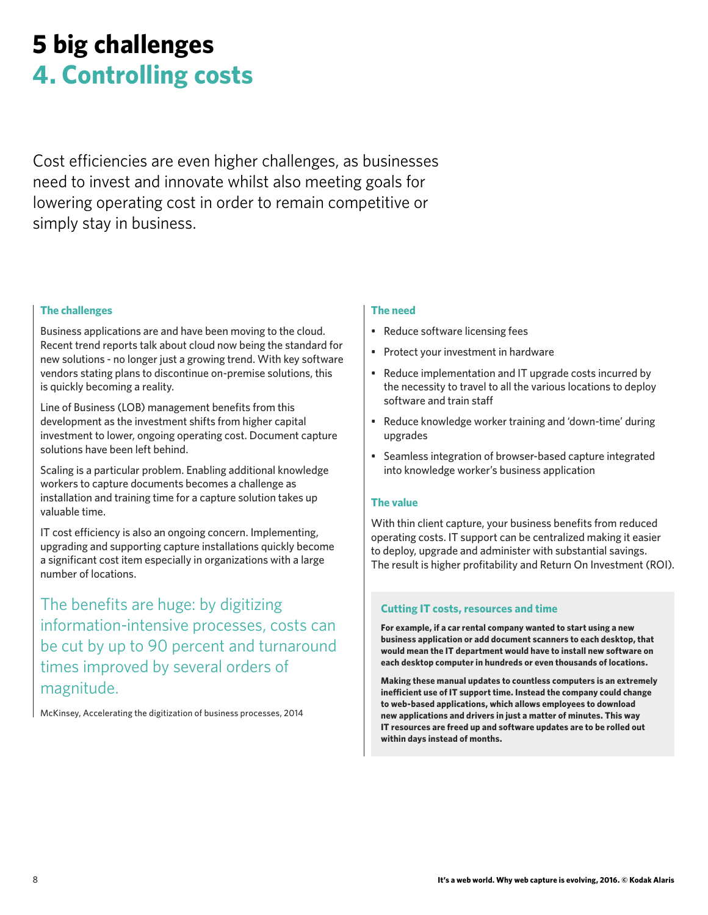# 5 big challenges
## 4. Controlling costs

Cost efficiencies are even higher challenges, as businesses need to invest and innovate whilst also meeting goals for lowering operating cost in order to remain competitive or simply stay in business.

### The challenges

Business applications are and have been moving to the cloud. Recent trend reports talk about cloud now being the standard for new solutions - no longer just a growing trend. With key software vendors stating plans to discontinue on-premise solutions, this is quickly becoming a reality.

Line of Business (LOB) management benefits from this development as the investment shifts from higher capital investment to lower, ongoing operating cost. Document capture solutions have been left behind.

Scaling is a particular problem. Enabling additional knowledge workers to capture documents becomes a challenge as installation and training time for a capture solution takes up valuable time.

IT cost efficiency is also an ongoing concern. Implementing, upgrading and supporting capture installations quickly become a significant cost item especially in organizations with a large number of locations.

> The benefits are huge: by digitizing information-intensive processes, costs can be cut by up to 90 percent and turnaround times improved by several orders of magnitude.

McKinsey, Accelerating the digitization of business processes, 2014

### The need

- Reduce software licensing fees
- Protect your investment in hardware
- Reduce implementation and IT upgrade costs incurred by the necessity to travel to all the various locations to deploy software and train staff
- Reduce knowledge worker training and 'down-time' during upgrades
- Seamless integration of browser-based capture integrated into knowledge worker's business application

### The value

With thin client capture, your business benefits from reduced operating costs. IT support can be centralized making it easier to deploy, upgrade and administer with substantial savings. The result is higher profitability and Return On Investment (ROI).

#### Cutting IT costs, resources and time

**For example, if a car rental company wanted to start using a new business application or add document scanners to each desktop, that would mean the IT department would have to install new software on each desktop computer in hundreds or even thousands of locations.**

**Making these manual updates to countless computers is an extremely inefficient use of IT support time. Instead the company could change to web-based applications, which allows employees to download new applications and drivers in just a matter of minutes. This way IT resources are freed up and software updates are to be rolled out within days instead of months.**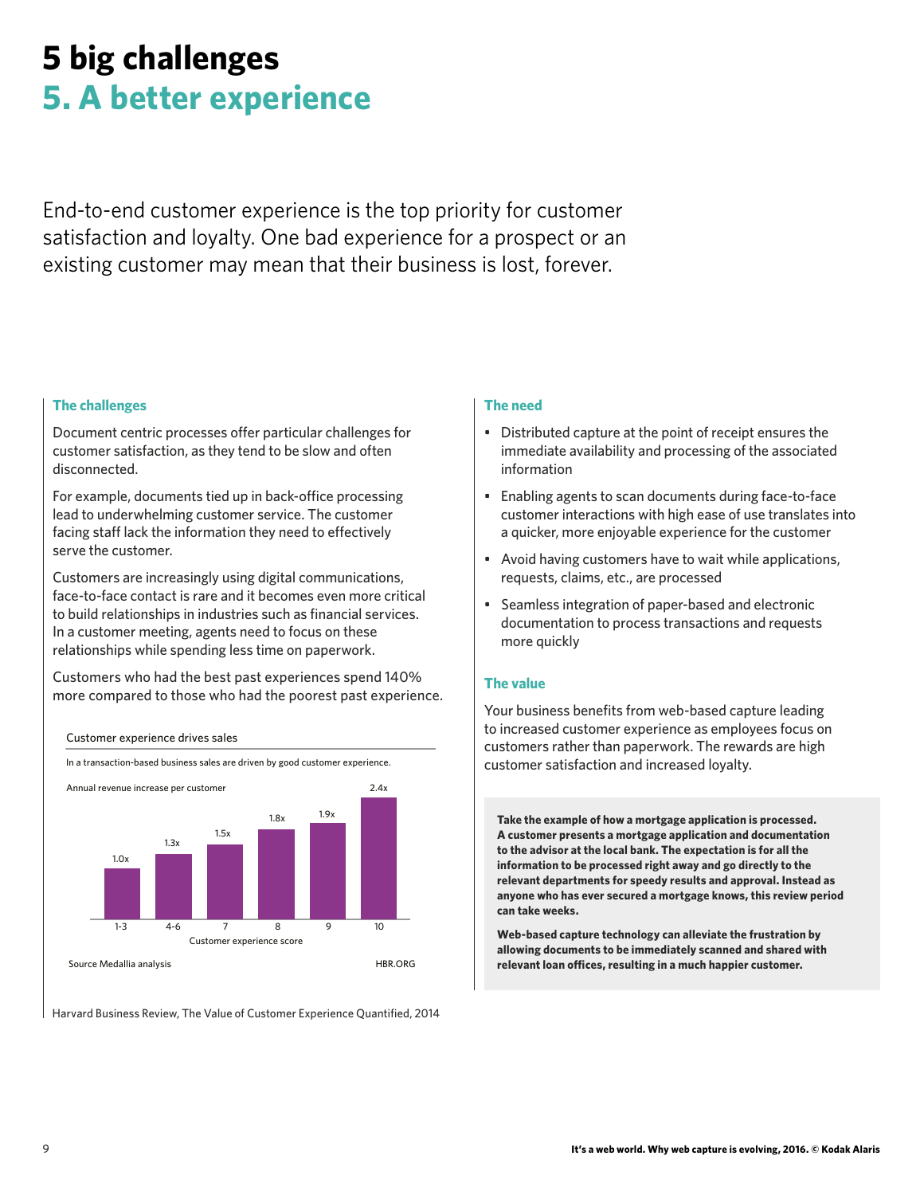# 5 big challenges

## 5. A better experience

End-to-end customer experience is the top priority for customer satisfaction and loyalty. One bad experience for a prospect or an existing customer may mean that their business is lost, forever.

### The challenges

Document centric processes offer particular challenges for customer satisfaction, as they tend to be slow and often disconnected.

For example, documents tied up in back-office processing lead to underwhelming customer service. The customer facing staff lack the information they need to effectively serve the customer.

Customers are increasingly using digital communications, face-to-face contact is rare and it becomes even more critical to build relationships in industries such as financial services. In a customer meeting, agents need to focus on these relationships while spending less time on paperwork.

Customers who had the best past experiences spend 140% more compared to those who had the poorest past experience.

Customer experience drives sales

In a transaction-based business sales are driven by good customer experience.

Annual revenue increase per customer

| Customer experience score | 1-3 | 4-6 | 7 | 8 | 9 | 10 |
|---|---|---|---|---|---|---|
| Annual revenue increase per customer | 1.0x | 1.3x | 1.5x | 1.8x | 1.9x | 2.4x |

Source Medallia analysis — HBR.ORG

Harvard Business Review, The Value of Customer Experience Quantified, 2014

### The need

- Distributed capture at the point of receipt ensures the immediate availability and processing of the associated information
- Enabling agents to scan documents during face-to-face customer interactions with high ease of use translates into a quicker, more enjoyable experience for the customer
- Avoid having customers have to wait while applications, requests, claims, etc., are processed
- Seamless integration of paper-based and electronic documentation to process transactions and requests more quickly

### The value

Your business benefits from web-based capture leading to increased customer experience as employees focus on customers rather than paperwork. The rewards are high customer satisfaction and increased loyalty.

**Take the example of how a mortgage application is processed. A customer presents a mortgage application and documentation to the advisor at the local bank. The expectation is for all the information to be processed right away and go directly to the relevant departments for speedy results and approval. Instead as anyone who has ever secured a mortgage knows, this review period can take weeks.**

**Web-based capture technology can alleviate the frustration by allowing documents to be immediately scanned and shared with relevant loan offices, resulting in a much happier customer.**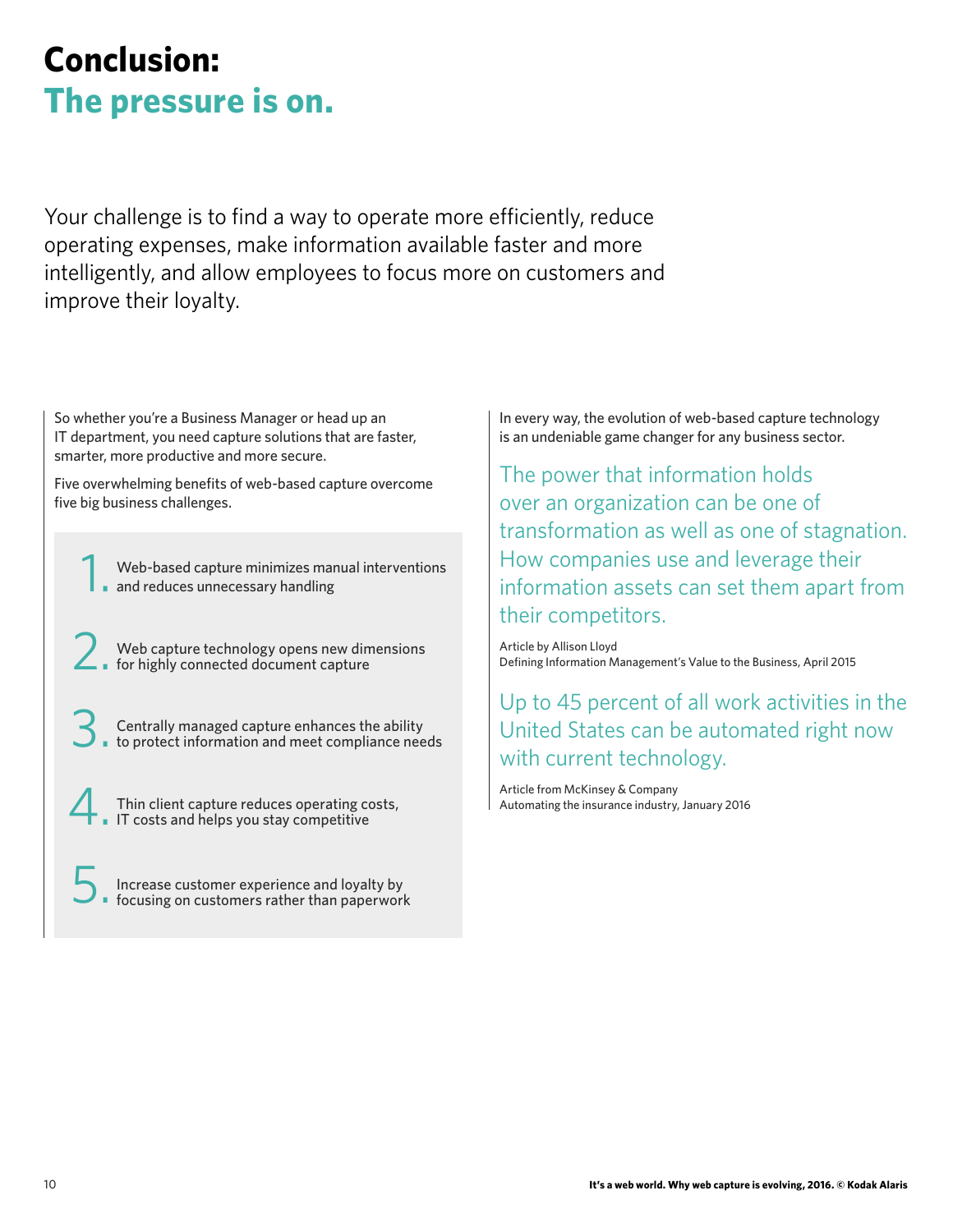# Conclusion: The pressure is on.

Your challenge is to find a way to operate more efficiently, reduce operating expenses, make information available faster and more intelligently, and allow employees to focus more on customers and improve their loyalty.

So whether you're a Business Manager or head up an IT department, you need capture solutions that are faster, smarter, more productive and more secure.

Five overwhelming benefits of web-based capture overcome five big business challenges.

1. Web-based capture minimizes manual interventions and reduces unnecessary handling
2. Web capture technology opens new dimensions for highly connected document capture
3. Centrally managed capture enhances the ability to protect information and meet compliance needs
4. Thin client capture reduces operating costs, IT costs and helps you stay competitive
5. Increase customer experience and loyalty by focusing on customers rather than paperwork

In every way, the evolution of web-based capture technology is an undeniable game changer for any business sector.

> The power that information holds over an organization can be one of transformation as well as one of stagnation. How companies use and leverage their information assets can set them apart from their competitors.

Article by Allison Lloyd
Defining Information Management's Value to the Business, April 2015

> Up to 45 percent of all work activities in the United States can be automated right now with current technology.

Article from McKinsey & Company
Automating the insurance industry, January 2016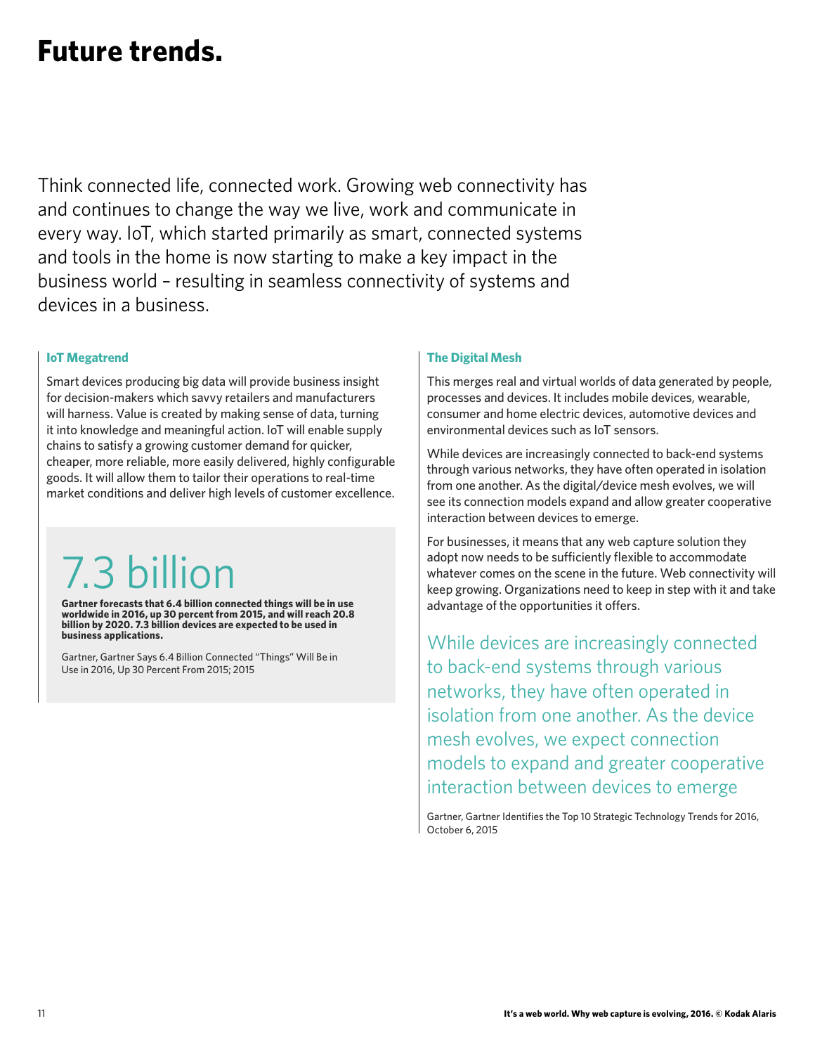# Future trends.

Think connected life, connected work. Growing web connectivity has and continues to change the way we live, work and communicate in every way. IoT, which started primarily as smart, connected systems and tools in the home is now starting to make a key impact in the business world – resulting in seamless connectivity of systems and devices in a business.

### IoT Megatrend

Smart devices producing big data will provide business insight for decision-makers which savvy retailers and manufacturers will harness. Value is created by making sense of data, turning it into knowledge and meaningful action. IoT will enable supply chains to satisfy a growing customer demand for quicker, cheaper, more reliable, more easily delivered, highly configurable goods. It will allow them to tailor their operations to real-time market conditions and deliver high levels of customer excellence.

## 7.3 billion

**Gartner forecasts that 6.4 billion connected things will be in use worldwide in 2016, up 30 percent from 2015, and will reach 20.8 billion by 2020. 7.3 billion devices are expected to be used in business applications.**

Gartner, Gartner Says 6.4 Billion Connected "Things" Will Be in Use in 2016, Up 30 Percent From 2015; 2015

### The Digital Mesh

This merges real and virtual worlds of data generated by people, processes and devices. It includes mobile devices, wearable, consumer and home electric devices, automotive devices and environmental devices such as IoT sensors.

While devices are increasingly connected to back-end systems through various networks, they have often operated in isolation from one another. As the digital/device mesh evolves, we will see its connection models expand and allow greater cooperative interaction between devices to emerge.

For businesses, it means that any web capture solution they adopt now needs to be sufficiently flexible to accommodate whatever comes on the scene in the future. Web connectivity will keep growing. Organizations need to keep in step with it and take advantage of the opportunities it offers.

> While devices are increasingly connected to back-end systems through various networks, they have often operated in isolation from one another. As the device mesh evolves, we expect connection models to expand and greater cooperative interaction between devices to emerge

Gartner, Gartner Identifies the Top 10 Strategic Technology Trends for 2016, October 6, 2015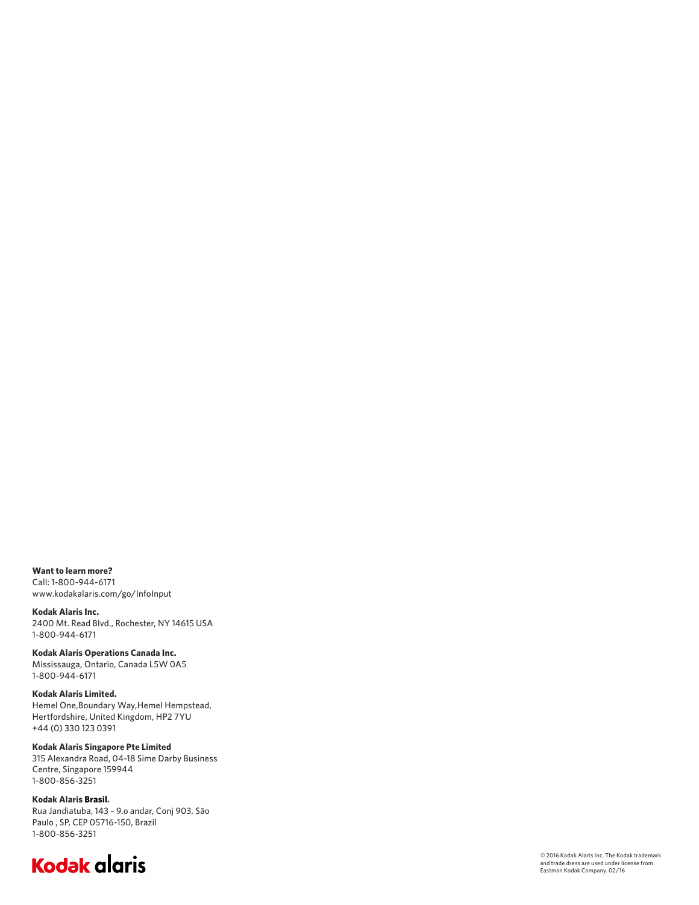**Want to learn more?**
Call: 1-800-944-6171
www.kodakalaris.com/go/InfoInput

**Kodak Alaris Inc.**
2400 Mt. Read Blvd., Rochester, NY 14615 USA
1-800-944-6171

**Kodak Alaris Operations Canada Inc.**
Mississauga, Ontario, Canada L5W 0A5
1-800-944-6171

**Kodak Alaris Limited.**
Hemel One,Boundary Way,Hemel Hempstead,
Hertfordshire, United Kingdom, HP2 7YU
+44 (0) 330 123 0391

**Kodak Alaris Singapore Pte Limited**
315 Alexandra Road, 04-18 Sime Darby Business
Centre, Singapore 159944
1-800-856-3251

**Kodak Alaris Brasil.**
Rua Jandiatuba, 143 – 9.o andar, Conj 903, São
Paulo , SP, CEP 05716-150, Brazil
1-800-856-3251

Kodak alaris

© 2016 Kodak Alaris Inc. The Kodak trademark and trade dress are used under license from Eastman Kodak Company. 02/16